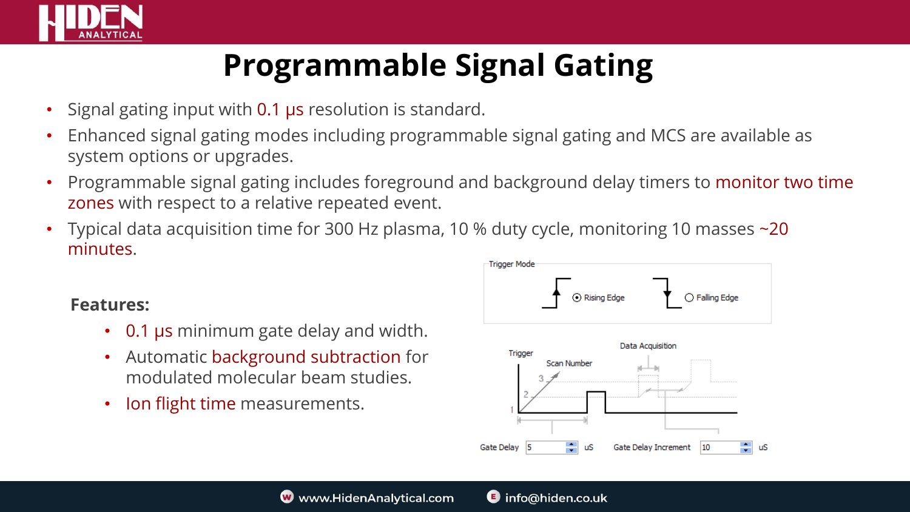# Programmable Signal Gating

- Signal gating input with 0.1 μs resolution is standard.
- Enhanced signal gating modes including programmable signal gating and MCS are available as system options or upgrades.
- Programmable signal gating includes foreground and background delay timers to monitor two time zones with respect to a relative repeated event.
- Typical data acquisition time for 300 Hz plasma, 10 % duty cycle, monitoring 10 masses ~20 minutes.

**Features:**

- 0.1 μs minimum gate delay and width.
- Automatic background subtraction for modulated molecular beam studies.
- Ion flight time measurements.

Trigger Mode

Rising Edge

Falling Edge

Trigger

Scan Number

Data Acquisition

Gate Delay 5 uS

Gate Delay Increment 10 uS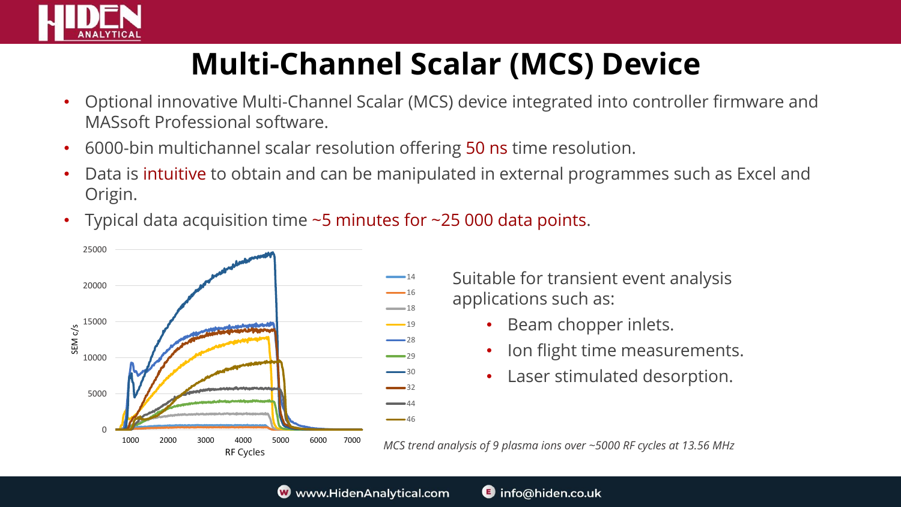# Multi-Channel Scalar (MCS) Device

- Optional innovative Multi-Channel Scalar (MCS) device integrated into controller firmware and MASsoft Professional software.
- 6000-bin multichannel scalar resolution offering 50 ns time resolution.
- Data is intuitive to obtain and can be manipulated in external programmes such as Excel and Origin.
- Typical data acquisition time ~5 minutes for ~25 000 data points.

25000
20000
15000
10000
5000
0
SEM c/s
1000 2000 3000 4000 5000 6000 7000
RF Cycles
14
16
18
19
28
29
30
32
44
46

*MCS trend analysis of 9 plasma ions over ~5000 RF cycles at 13.56 MHz*

Suitable for transient event analysis applications such as:

- Beam chopper inlets.
- Ion flight time measurements.
- Laser stimulated desorption.